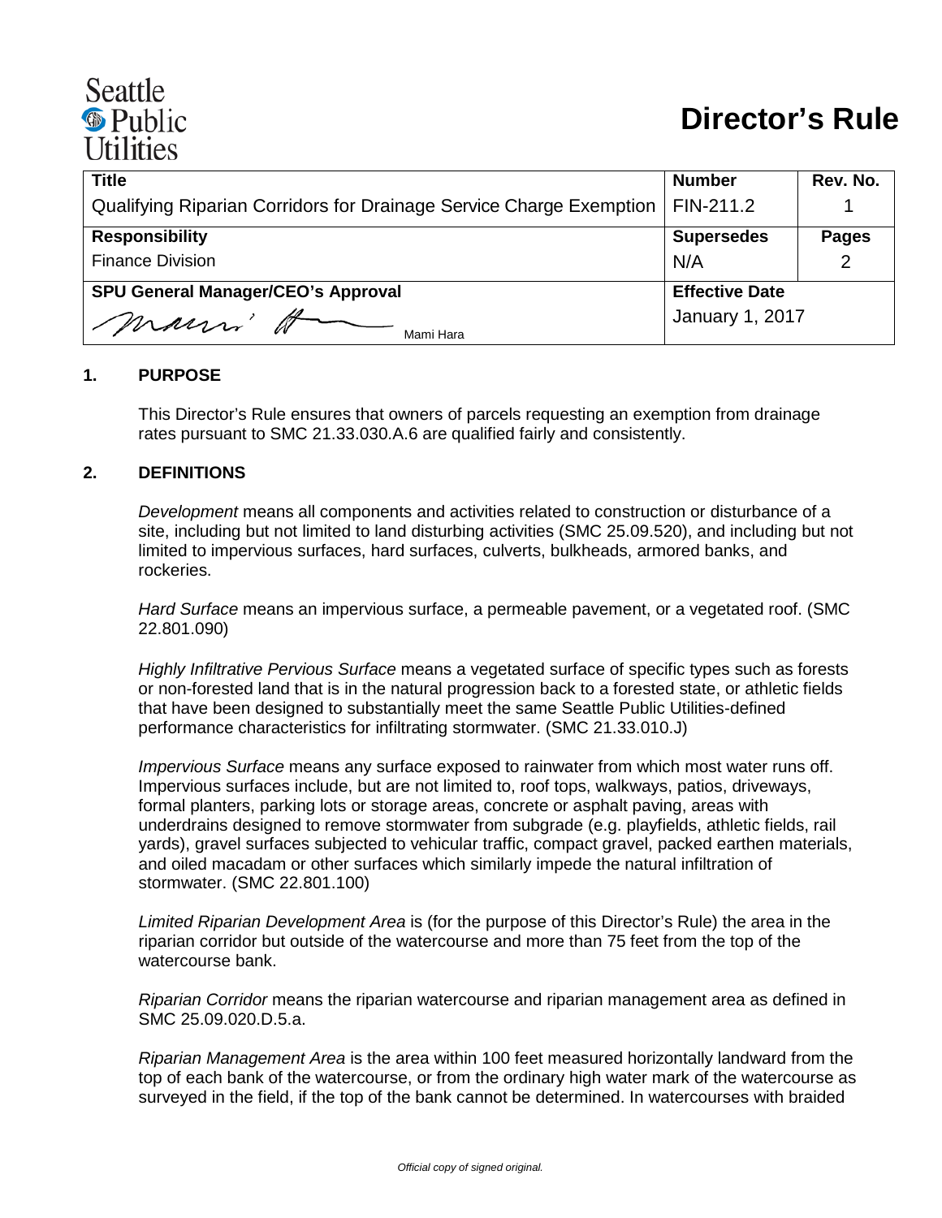Seattle Public Utilities

# Director's Rule

| Title | Number | Rev. No. |
|---|---|---|
| Qualifying Riparian Corridors for Drainage Service Charge Exemption | FIN-211.2 | 1 |
| **Responsibility** | **Supersedes** | **Pages** |
| Finance Division | N/A | 2 |
| **SPU General Manager/CEO's Approval** | **Effective Date** | |
| Mami Hara | January 1, 2017 | |

## 1. PURPOSE

This Director's Rule ensures that owners of parcels requesting an exemption from drainage rates pursuant to SMC 21.33.030.A.6 are qualified fairly and consistently.

## 2. DEFINITIONS

*Development* means all components and activities related to construction or disturbance of a site, including but not limited to land disturbing activities (SMC 25.09.520), and including but not limited to impervious surfaces, hard surfaces, culverts, bulkheads, armored banks, and rockeries.

*Hard Surface* means an impervious surface, a permeable pavement, or a vegetated roof. (SMC 22.801.090)

*Highly Infiltrative Pervious Surface* means a vegetated surface of specific types such as forests or non-forested land that is in the natural progression back to a forested state, or athletic fields that have been designed to substantially meet the same Seattle Public Utilities-defined performance characteristics for infiltrating stormwater. (SMC 21.33.010.J)

*Impervious Surface* means any surface exposed to rainwater from which most water runs off. Impervious surfaces include, but are not limited to, roof tops, walkways, patios, driveways, formal planters, parking lots or storage areas, concrete or asphalt paving, areas with underdrains designed to remove stormwater from subgrade (e.g. playfields, athletic fields, rail yards), gravel surfaces subjected to vehicular traffic, compact gravel, packed earthen materials, and oiled macadam or other surfaces which similarly impede the natural infiltration of stormwater. (SMC 22.801.100)

*Limited Riparian Development Area* is (for the purpose of this Director's Rule) the area in the riparian corridor but outside of the watercourse and more than 75 feet from the top of the watercourse bank.

*Riparian Corridor* means the riparian watercourse and riparian management area as defined in SMC 25.09.020.D.5.a.

*Riparian Management Area* is the area within 100 feet measured horizontally landward from the top of each bank of the watercourse, or from the ordinary high water mark of the watercourse as surveyed in the field, if the top of the bank cannot be determined. In watercourses with braided

*Official copy of signed original.*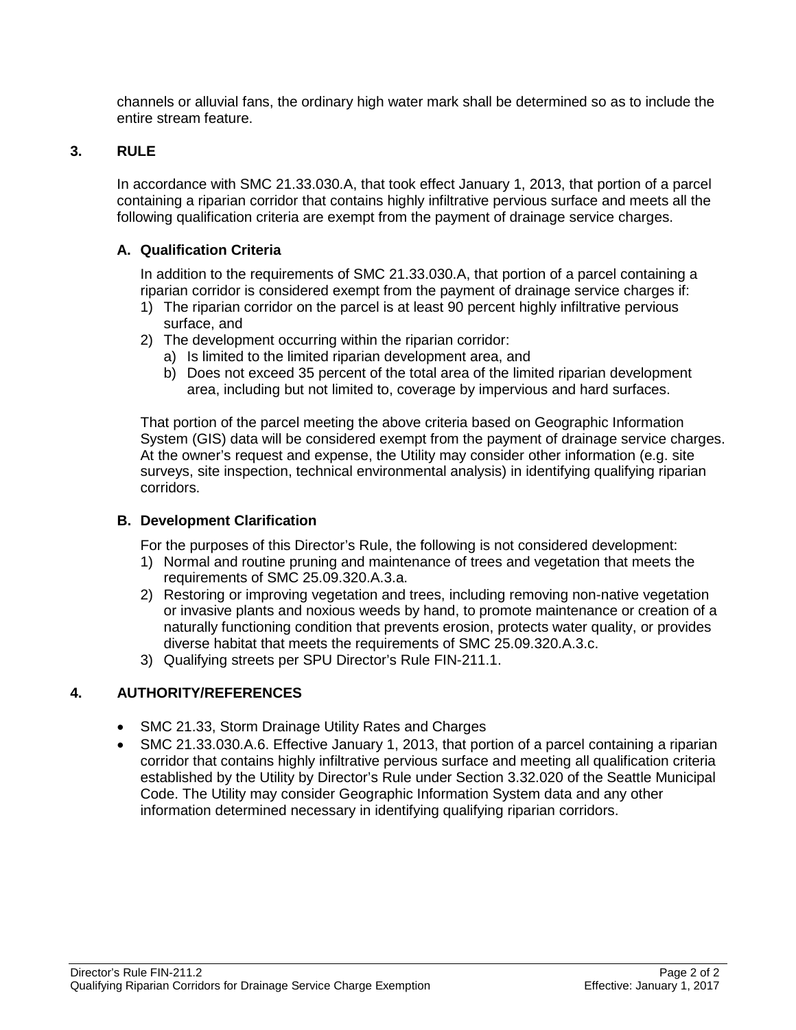channels or alluvial fans, the ordinary high water mark shall be determined so as to include the entire stream feature.

## 3. RULE

In accordance with SMC 21.33.030.A, that took effect January 1, 2013, that portion of a parcel containing a riparian corridor that contains highly infiltrative pervious surface and meets all the following qualification criteria are exempt from the payment of drainage service charges.

### A. Qualification Criteria

In addition to the requirements of SMC 21.33.030.A, that portion of a parcel containing a riparian corridor is considered exempt from the payment of drainage service charges if:

1) The riparian corridor on the parcel is at least 90 percent highly infiltrative pervious surface, and
2) The development occurring within the riparian corridor:
   a) Is limited to the limited riparian development area, and
   b) Does not exceed 35 percent of the total area of the limited riparian development area, including but not limited to, coverage by impervious and hard surfaces.

That portion of the parcel meeting the above criteria based on Geographic Information System (GIS) data will be considered exempt from the payment of drainage service charges. At the owner's request and expense, the Utility may consider other information (e.g. site surveys, site inspection, technical environmental analysis) in identifying qualifying riparian corridors.

### B. Development Clarification

For the purposes of this Director's Rule, the following is not considered development:

1) Normal and routine pruning and maintenance of trees and vegetation that meets the requirements of SMC 25.09.320.A.3.a.
2) Restoring or improving vegetation and trees, including removing non-native vegetation or invasive plants and noxious weeds by hand, to promote maintenance or creation of a naturally functioning condition that prevents erosion, protects water quality, or provides diverse habitat that meets the requirements of SMC 25.09.320.A.3.c.
3) Qualifying streets per SPU Director's Rule FIN-211.1.

## 4. AUTHORITY/REFERENCES

- SMC 21.33, Storm Drainage Utility Rates and Charges
- SMC 21.33.030.A.6. Effective January 1, 2013, that portion of a parcel containing a riparian corridor that contains highly infiltrative pervious surface and meeting all qualification criteria established by the Utility by Director's Rule under Section 3.32.020 of the Seattle Municipal Code. The Utility may consider Geographic Information System data and any other information determined necessary in identifying qualifying riparian corridors.